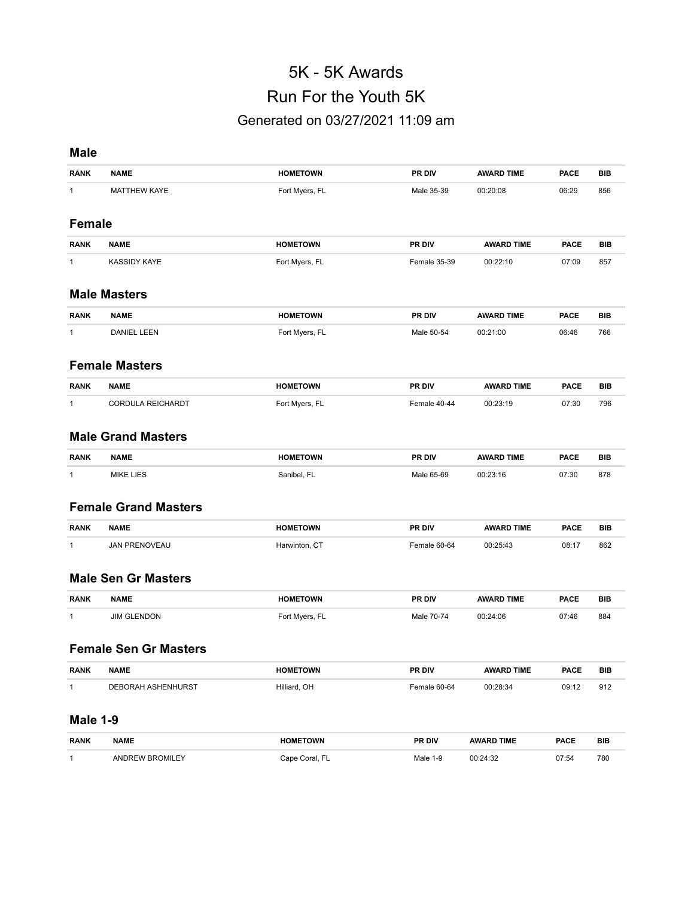# 5K - 5K Awards

# Run For the Youth 5K

### Generated on 03/27/2021 11:09 am

## Male

| RANK | NAME | HOMETOWN | PR DIV | AWARD TIME | PACE | BIB |
|---|---|---|---|---|---|---|
| 1 | MATTHEW KAYE | Fort Myers, FL | Male 35-39 | 00:20:08 | 06:29 | 856 |

## Female

| RANK | NAME | HOMETOWN | PR DIV | AWARD TIME | PACE | BIB |
|---|---|---|---|---|---|---|
| 1 | KASSIDY KAYE | Fort Myers, FL | Female 35-39 | 00:22:10 | 07:09 | 857 |

## Male Masters

| RANK | NAME | HOMETOWN | PR DIV | AWARD TIME | PACE | BIB |
|---|---|---|---|---|---|---|
| 1 | DANIEL LEEN | Fort Myers, FL | Male 50-54 | 00:21:00 | 06:46 | 766 |

## Female Masters

| RANK | NAME | HOMETOWN | PR DIV | AWARD TIME | PACE | BIB |
|---|---|---|---|---|---|---|
| 1 | CORDULA REICHARDT | Fort Myers, FL | Female 40-44 | 00:23:19 | 07:30 | 796 |

## Male Grand Masters

| RANK | NAME | HOMETOWN | PR DIV | AWARD TIME | PACE | BIB |
|---|---|---|---|---|---|---|
| 1 | MIKE LIES | Sanibel, FL | Male 65-69 | 00:23:16 | 07:30 | 878 |

## Female Grand Masters

| RANK | NAME | HOMETOWN | PR DIV | AWARD TIME | PACE | BIB |
|---|---|---|---|---|---|---|
| 1 | JAN PRENOVEAU | Harwinton, CT | Female 60-64 | 00:25:43 | 08:17 | 862 |

## Male Sen Gr Masters

| RANK | NAME | HOMETOWN | PR DIV | AWARD TIME | PACE | BIB |
|---|---|---|---|---|---|---|
| 1 | JIM GLENDON | Fort Myers, FL | Male 70-74 | 00:24:06 | 07:46 | 884 |

## Female Sen Gr Masters

| RANK | NAME | HOMETOWN | PR DIV | AWARD TIME | PACE | BIB |
|---|---|---|---|---|---|---|
| 1 | DEBORAH ASHENHURST | Hilliard, OH | Female 60-64 | 00:28:34 | 09:12 | 912 |

## Male 1-9

| RANK | NAME | HOMETOWN | PR DIV | AWARD TIME | PACE | BIB |
|---|---|---|---|---|---|---|
| 1 | ANDREW BROMILEY | Cape Coral, FL | Male 1-9 | 00:24:32 | 07:54 | 780 |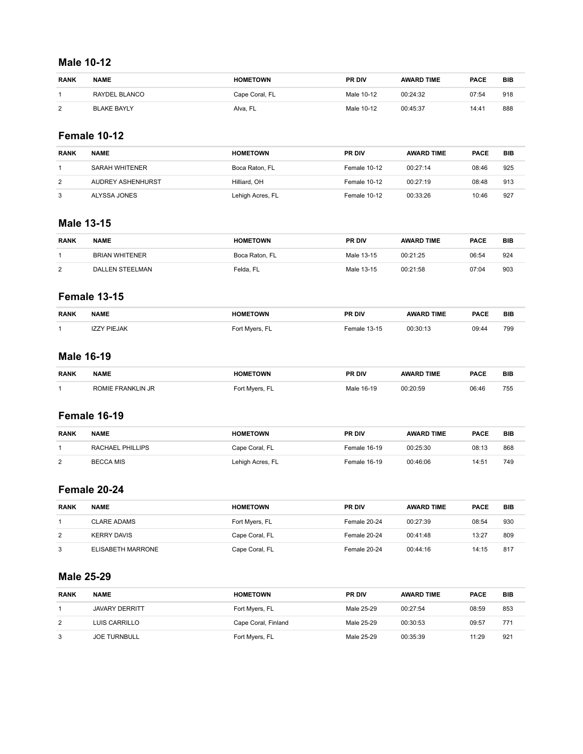## Male 10-12

| RANK | NAME | HOMETOWN | PR DIV | AWARD TIME | PACE | BIB |
|---|---|---|---|---|---|---|
| 1 | RAYDEL BLANCO | Cape Coral, FL | Male 10-12 | 00:24:32 | 07:54 | 918 |
| 2 | BLAKE BAYLY | Alva, FL | Male 10-12 | 00:45:37 | 14:41 | 888 |

## Female 10-12

| RANK | NAME | HOMETOWN | PR DIV | AWARD TIME | PACE | BIB |
|---|---|---|---|---|---|---|
| 1 | SARAH WHITENER | Boca Raton, FL | Female 10-12 | 00:27:14 | 08:46 | 925 |
| 2 | AUDREY ASHENHURST | Hilliard, OH | Female 10-12 | 00:27:19 | 08:48 | 913 |
| 3 | ALYSSA JONES | Lehigh Acres, FL | Female 10-12 | 00:33:26 | 10:46 | 927 |

## Male 13-15

| RANK | NAME | HOMETOWN | PR DIV | AWARD TIME | PACE | BIB |
|---|---|---|---|---|---|---|
| 1 | BRIAN WHITENER | Boca Raton, FL | Male 13-15 | 00:21:25 | 06:54 | 924 |
| 2 | DALLEN STEELMAN | Felda, FL | Male 13-15 | 00:21:58 | 07:04 | 903 |

## Female 13-15

| RANK | NAME | HOMETOWN | PR DIV | AWARD TIME | PACE | BIB |
|---|---|---|---|---|---|---|
| 1 | IZZY PIEJAK | Fort Myers, FL | Female 13-15 | 00:30:13 | 09:44 | 799 |

## Male 16-19

| RANK | NAME | HOMETOWN | PR DIV | AWARD TIME | PACE | BIB |
|---|---|---|---|---|---|---|
| 1 | ROMIE FRANKLIN JR | Fort Myers, FL | Male 16-19 | 00:20:59 | 06:46 | 755 |

## Female 16-19

| RANK | NAME | HOMETOWN | PR DIV | AWARD TIME | PACE | BIB |
|---|---|---|---|---|---|---|
| 1 | RACHAEL PHILLIPS | Cape Coral, FL | Female 16-19 | 00:25:30 | 08:13 | 868 |
| 2 | BECCA MIS | Lehigh Acres, FL | Female 16-19 | 00:46:06 | 14:51 | 749 |

## Female 20-24

| RANK | NAME | HOMETOWN | PR DIV | AWARD TIME | PACE | BIB |
|---|---|---|---|---|---|---|
| 1 | CLARE ADAMS | Fort Myers, FL | Female 20-24 | 00:27:39 | 08:54 | 930 |
| 2 | KERRY DAVIS | Cape Coral, FL | Female 20-24 | 00:41:48 | 13:27 | 809 |
| 3 | ELISABETH MARRONE | Cape Coral, FL | Female 20-24 | 00:44:16 | 14:15 | 817 |

## Male 25-29

| RANK | NAME | HOMETOWN | PR DIV | AWARD TIME | PACE | BIB |
|---|---|---|---|---|---|---|
| 1 | JAVARY DERRITT | Fort Myers, FL | Male 25-29 | 00:27:54 | 08:59 | 853 |
| 2 | LUIS CARRILLO | Cape Coral, Finland | Male 25-29 | 00:30:53 | 09:57 | 771 |
| 3 | JOE TURNBULL | Fort Myers, FL | Male 25-29 | 00:35:39 | 11:29 | 921 |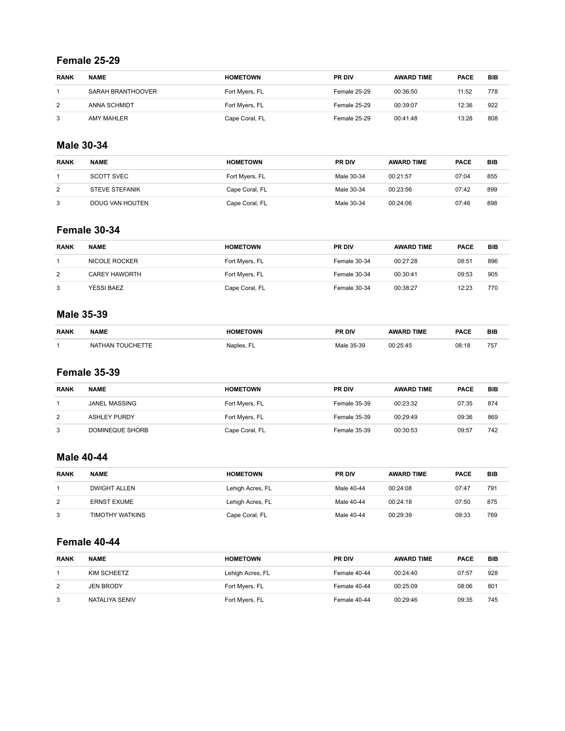## Female 25-29

| RANK | NAME | HOMETOWN | PR DIV | AWARD TIME | PACE | BIB |
|---|---|---|---|---|---|---|
| 1 | SARAH BRANTHOOVER | Fort Myers, FL | Female 25-29 | 00:36:50 | 11:52 | 778 |
| 2 | ANNA SCHMIDT | Fort Myers, FL | Female 25-29 | 00:39:07 | 12:36 | 922 |
| 3 | AMY MAHLER | Cape Coral, FL | Female 25-29 | 00:41:48 | 13:28 | 808 |

## Male 30-34

| RANK | NAME | HOMETOWN | PR DIV | AWARD TIME | PACE | BIB |
|---|---|---|---|---|---|---|
| 1 | SCOTT SVEC | Fort Myers, FL | Male 30-34 | 00:21:57 | 07:04 | 855 |
| 2 | STEVE STEFANIK | Cape Coral, FL | Male 30-34 | 00:23:56 | 07:42 | 899 |
| 3 | DOUG VAN HOUTEN | Cape Coral, FL | Male 30-34 | 00:24:06 | 07:46 | 898 |

## Female 30-34

| RANK | NAME | HOMETOWN | PR DIV | AWARD TIME | PACE | BIB |
|---|---|---|---|---|---|---|
| 1 | NICOLE ROCKER | Fort Myers, FL | Female 30-34 | 00:27:28 | 08:51 | 896 |
| 2 | CAREY HAWORTH | Fort Myers, FL | Female 30-34 | 00:30:41 | 09:53 | 905 |
| 3 | YESSI BAEZ | Cape Coral, FL | Female 30-34 | 00:38:27 | 12:23 | 770 |

## Male 35-39

| RANK | NAME | HOMETOWN | PR DIV | AWARD TIME | PACE | BIB |
|---|---|---|---|---|---|---|
| 1 | NATHAN TOUCHETTE | Naples, FL | Male 35-39 | 00:25:45 | 08:18 | 757 |

## Female 35-39

| RANK | NAME | HOMETOWN | PR DIV | AWARD TIME | PACE | BIB |
|---|---|---|---|---|---|---|
| 1 | JANEL MASSING | Fort Myers, FL | Female 35-39 | 00:23:32 | 07:35 | 874 |
| 2 | ASHLEY PURDY | Fort Myers, FL | Female 35-39 | 00:29:49 | 09:36 | 869 |
| 3 | DOMINEQUE SHORB | Cape Coral, FL | Female 35-39 | 00:30:53 | 09:57 | 742 |

## Male 40-44

| RANK | NAME | HOMETOWN | PR DIV | AWARD TIME | PACE | BIB |
|---|---|---|---|---|---|---|
| 1 | DWIGHT ALLEN | Lehigh Acres, FL | Male 40-44 | 00:24:08 | 07:47 | 791 |
| 2 | ERNST EXUME | Lehigh Acres, FL | Male 40-44 | 00:24:18 | 07:50 | 875 |
| 3 | TIMOTHY WATKINS | Cape Coral, FL | Male 40-44 | 00:29:39 | 09:33 | 769 |

## Female 40-44

| RANK | NAME | HOMETOWN | PR DIV | AWARD TIME | PACE | BIB |
|---|---|---|---|---|---|---|
| 1 | KIM SCHEETZ | Lehigh Acres, FL | Female 40-44 | 00:24:40 | 07:57 | 928 |
| 2 | JEN BRODY | Fort Myers, FL | Female 40-44 | 00:25:09 | 08:06 | 801 |
| 3 | NATALIYA SENIV | Fort Myers, FL | Female 40-44 | 00:29:46 | 09:35 | 745 |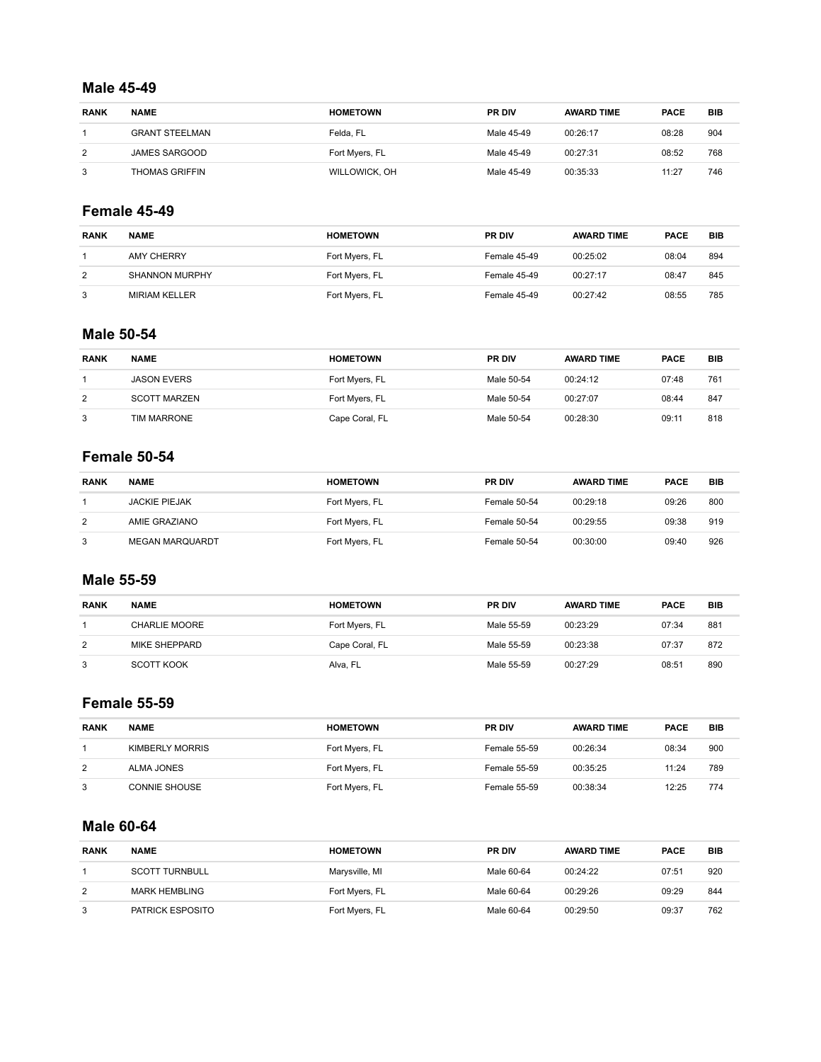## Male 45-49

| RANK | NAME | HOMETOWN | PR DIV | AWARD TIME | PACE | BIB |
|---|---|---|---|---|---|---|
| 1 | GRANT STEELMAN | Felda, FL | Male 45-49 | 00:26:17 | 08:28 | 904 |
| 2 | JAMES SARGOOD | Fort Myers, FL | Male 45-49 | 00:27:31 | 08:52 | 768 |
| 3 | THOMAS GRIFFIN | WILLOWICK, OH | Male 45-49 | 00:35:33 | 11:27 | 746 |

## Female 45-49

| RANK | NAME | HOMETOWN | PR DIV | AWARD TIME | PACE | BIB |
|---|---|---|---|---|---|---|
| 1 | AMY CHERRY | Fort Myers, FL | Female 45-49 | 00:25:02 | 08:04 | 894 |
| 2 | SHANNON MURPHY | Fort Myers, FL | Female 45-49 | 00:27:17 | 08:47 | 845 |
| 3 | MIRIAM KELLER | Fort Myers, FL | Female 45-49 | 00:27:42 | 08:55 | 785 |

## Male 50-54

| RANK | NAME | HOMETOWN | PR DIV | AWARD TIME | PACE | BIB |
|---|---|---|---|---|---|---|
| 1 | JASON EVERS | Fort Myers, FL | Male 50-54 | 00:24:12 | 07:48 | 761 |
| 2 | SCOTT MARZEN | Fort Myers, FL | Male 50-54 | 00:27:07 | 08:44 | 847 |
| 3 | TIM MARRONE | Cape Coral, FL | Male 50-54 | 00:28:30 | 09:11 | 818 |

## Female 50-54

| RANK | NAME | HOMETOWN | PR DIV | AWARD TIME | PACE | BIB |
|---|---|---|---|---|---|---|
| 1 | JACKIE PIEJAK | Fort Myers, FL | Female 50-54 | 00:29:18 | 09:26 | 800 |
| 2 | AMIE GRAZIANO | Fort Myers, FL | Female 50-54 | 00:29:55 | 09:38 | 919 |
| 3 | MEGAN MARQUARDT | Fort Myers, FL | Female 50-54 | 00:30:00 | 09:40 | 926 |

## Male 55-59

| RANK | NAME | HOMETOWN | PR DIV | AWARD TIME | PACE | BIB |
|---|---|---|---|---|---|---|
| 1 | CHARLIE MOORE | Fort Myers, FL | Male 55-59 | 00:23:29 | 07:34 | 881 |
| 2 | MIKE SHEPPARD | Cape Coral, FL | Male 55-59 | 00:23:38 | 07:37 | 872 |
| 3 | SCOTT KOOK | Alva, FL | Male 55-59 | 00:27:29 | 08:51 | 890 |

## Female 55-59

| RANK | NAME | HOMETOWN | PR DIV | AWARD TIME | PACE | BIB |
|---|---|---|---|---|---|---|
| 1 | KIMBERLY MORRIS | Fort Myers, FL | Female 55-59 | 00:26:34 | 08:34 | 900 |
| 2 | ALMA JONES | Fort Myers, FL | Female 55-59 | 00:35:25 | 11:24 | 789 |
| 3 | CONNIE SHOUSE | Fort Myers, FL | Female 55-59 | 00:38:34 | 12:25 | 774 |

## Male 60-64

| RANK | NAME | HOMETOWN | PR DIV | AWARD TIME | PACE | BIB |
|---|---|---|---|---|---|---|
| 1 | SCOTT TURNBULL | Marysville, MI | Male 60-64 | 00:24:22 | 07:51 | 920 |
| 2 | MARK HEMBLING | Fort Myers, FL | Male 60-64 | 00:29:26 | 09:29 | 844 |
| 3 | PATRICK ESPOSITO | Fort Myers, FL | Male 60-64 | 00:29:50 | 09:37 | 762 |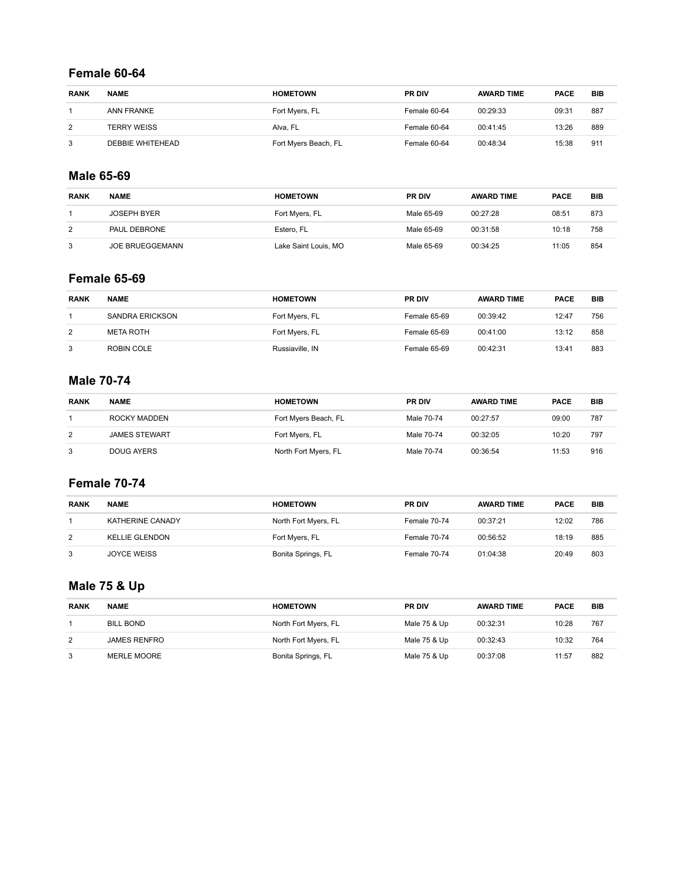## Female 60-64

| RANK | NAME | HOMETOWN | PR DIV | AWARD TIME | PACE | BIB |
|---|---|---|---|---|---|---|
| 1 | ANN FRANKE | Fort Myers, FL | Female 60-64 | 00:29:33 | 09:31 | 887 |
| 2 | TERRY WEISS | Alva, FL | Female 60-64 | 00:41:45 | 13:26 | 889 |
| 3 | DEBBIE WHITEHEAD | Fort Myers Beach, FL | Female 60-64 | 00:48:34 | 15:38 | 911 |

## Male 65-69

| RANK | NAME | HOMETOWN | PR DIV | AWARD TIME | PACE | BIB |
|---|---|---|---|---|---|---|
| 1 | JOSEPH BYER | Fort Myers, FL | Male 65-69 | 00:27:28 | 08:51 | 873 |
| 2 | PAUL DEBRONE | Estero, FL | Male 65-69 | 00:31:58 | 10:18 | 758 |
| 3 | JOE BRUEGGEMANN | Lake Saint Louis, MO | Male 65-69 | 00:34:25 | 11:05 | 854 |

## Female 65-69

| RANK | NAME | HOMETOWN | PR DIV | AWARD TIME | PACE | BIB |
|---|---|---|---|---|---|---|
| 1 | SANDRA ERICKSON | Fort Myers, FL | Female 65-69 | 00:39:42 | 12:47 | 756 |
| 2 | META ROTH | Fort Myers, FL | Female 65-69 | 00:41:00 | 13:12 | 858 |
| 3 | ROBIN COLE | Russiaville, IN | Female 65-69 | 00:42:31 | 13:41 | 883 |

## Male 70-74

| RANK | NAME | HOMETOWN | PR DIV | AWARD TIME | PACE | BIB |
|---|---|---|---|---|---|---|
| 1 | ROCKY MADDEN | Fort Myers Beach, FL | Male 70-74 | 00:27:57 | 09:00 | 787 |
| 2 | JAMES STEWART | Fort Myers, FL | Male 70-74 | 00:32:05 | 10:20 | 797 |
| 3 | DOUG AYERS | North Fort Myers, FL | Male 70-74 | 00:36:54 | 11:53 | 916 |

## Female 70-74

| RANK | NAME | HOMETOWN | PR DIV | AWARD TIME | PACE | BIB |
|---|---|---|---|---|---|---|
| 1 | KATHERINE CANADY | North Fort Myers, FL | Female 70-74 | 00:37:21 | 12:02 | 786 |
| 2 | KELLIE GLENDON | Fort Myers, FL | Female 70-74 | 00:56:52 | 18:19 | 885 |
| 3 | JOYCE WEISS | Bonita Springs, FL | Female 70-74 | 01:04:38 | 20:49 | 803 |

## Male 75 & Up

| RANK | NAME | HOMETOWN | PR DIV | AWARD TIME | PACE | BIB |
|---|---|---|---|---|---|---|
| 1 | BILL BOND | North Fort Myers, FL | Male 75 & Up | 00:32:31 | 10:28 | 767 |
| 2 | JAMES RENFRO | North Fort Myers, FL | Male 75 & Up | 00:32:43 | 10:32 | 764 |
| 3 | MERLE MOORE | Bonita Springs, FL | Male 75 & Up | 00:37:08 | 11:57 | 882 |